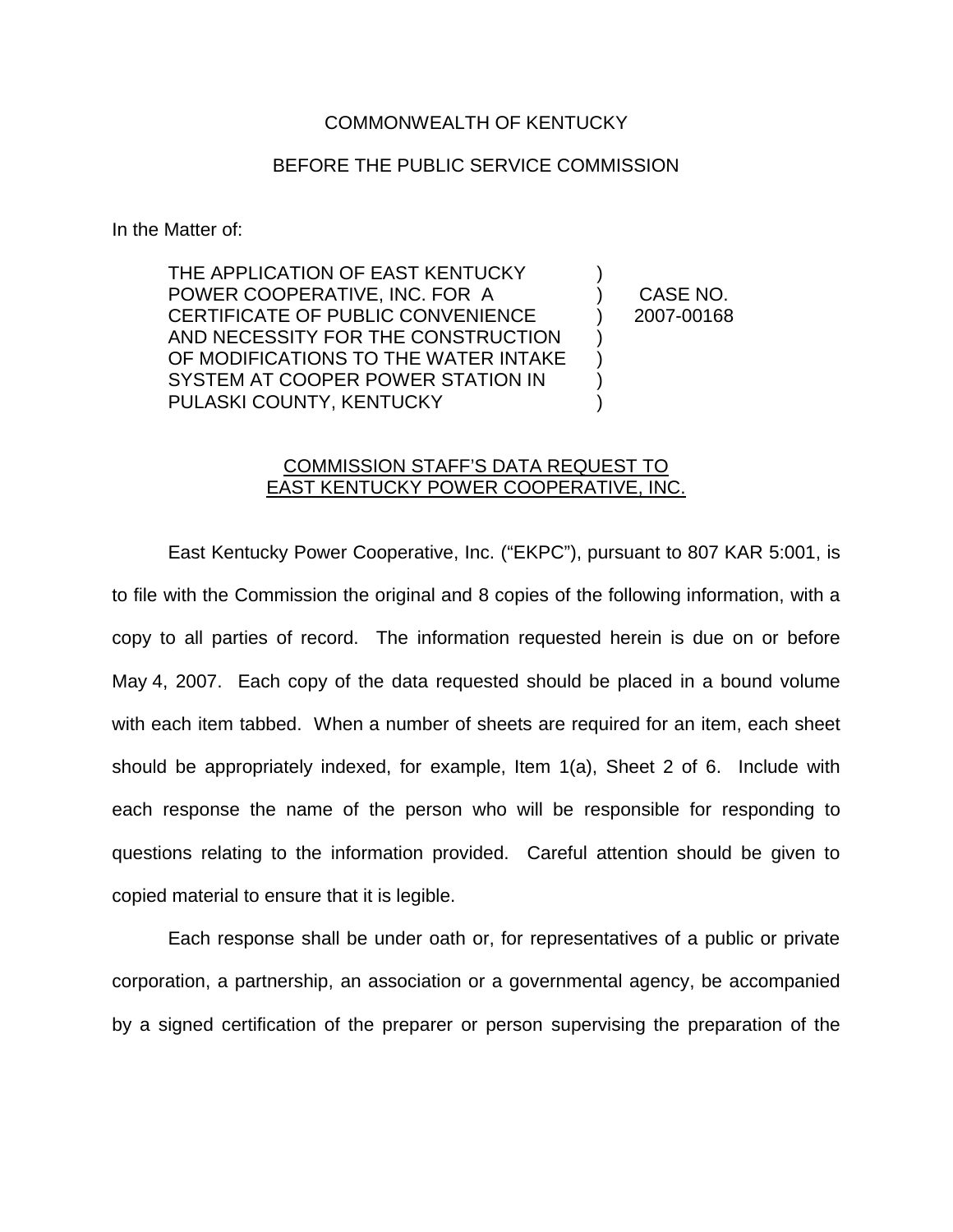COMMONWEALTH OF KENTUCKY

BEFORE THE PUBLIC SERVICE COMMISSION

In the Matter of:

| | | |
|---|---|---|
| THE APPLICATION OF EAST KENTUCKY POWER COOPERATIVE, INC. FOR A CERTIFICATE OF PUBLIC CONVENIENCE AND NECESSITY FOR THE CONSTRUCTION OF MODIFICATIONS TO THE WATER INTAKE SYSTEM AT COOPER POWER STATION IN PULASKI COUNTY, KENTUCKY | ) | CASE NO. 2007-00168 |

COMMISSION STAFF'S DATA REQUEST TO EAST KENTUCKY POWER COOPERATIVE, INC.

East Kentucky Power Cooperative, Inc. ("EKPC"), pursuant to 807 KAR 5:001, is to file with the Commission the original and 8 copies of the following information, with a copy to all parties of record. The information requested herein is due on or before May 4, 2007. Each copy of the data requested should be placed in a bound volume with each item tabbed. When a number of sheets are required for an item, each sheet should be appropriately indexed, for example, Item 1(a), Sheet 2 of 6. Include with each response the name of the person who will be responsible for responding to questions relating to the information provided. Careful attention should be given to copied material to ensure that it is legible.

Each response shall be under oath or, for representatives of a public or private corporation, a partnership, an association or a governmental agency, be accompanied by a signed certification of the preparer or person supervising the preparation of the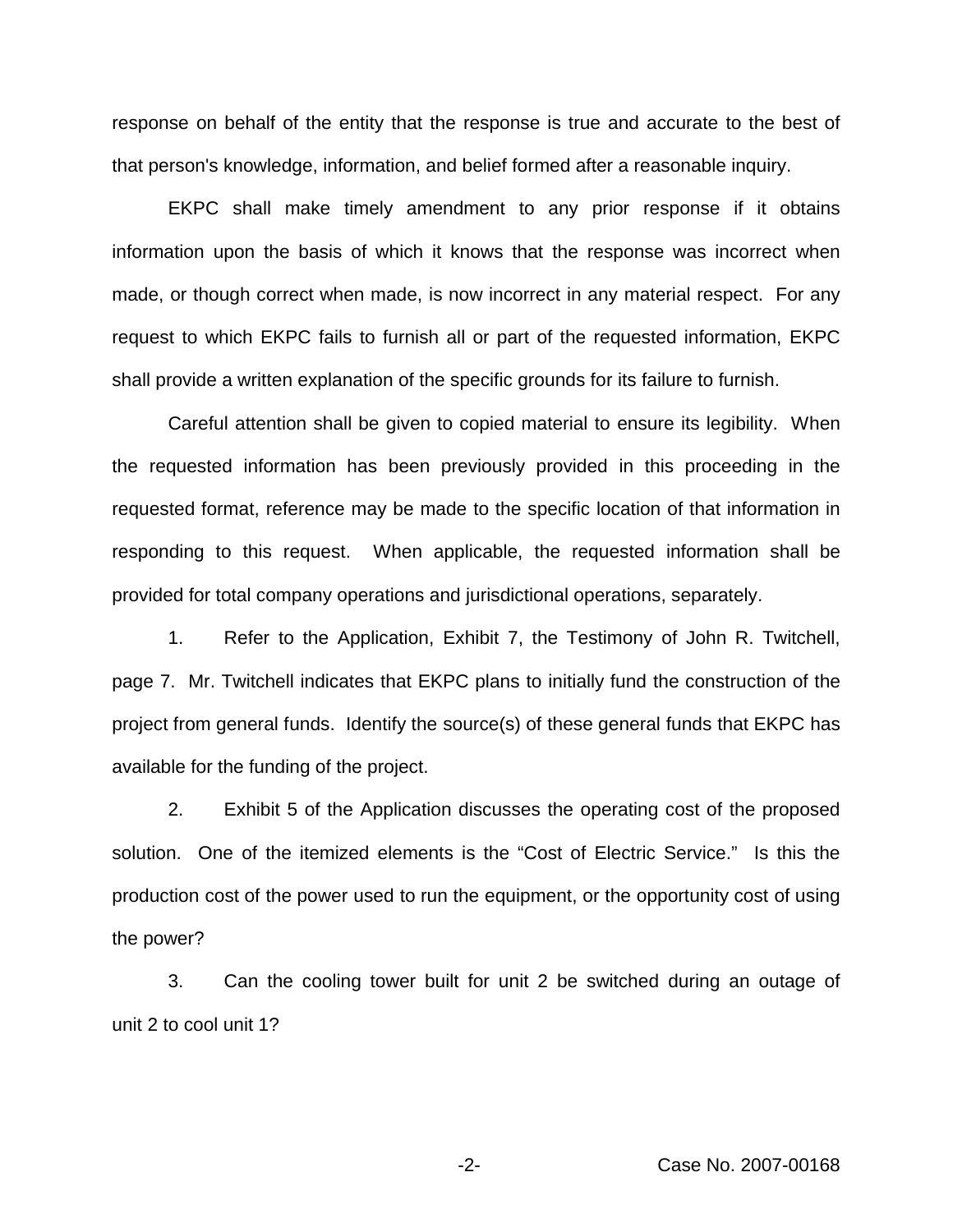response on behalf of the entity that the response is true and accurate to the best of that person's knowledge, information, and belief formed after a reasonable inquiry.

EKPC shall make timely amendment to any prior response if it obtains information upon the basis of which it knows that the response was incorrect when made, or though correct when made, is now incorrect in any material respect. For any request to which EKPC fails to furnish all or part of the requested information, EKPC shall provide a written explanation of the specific grounds for its failure to furnish.

Careful attention shall be given to copied material to ensure its legibility. When the requested information has been previously provided in this proceeding in the requested format, reference may be made to the specific location of that information in responding to this request. When applicable, the requested information shall be provided for total company operations and jurisdictional operations, separately.

1. Refer to the Application, Exhibit 7, the Testimony of John R. Twitchell, page 7. Mr. Twitchell indicates that EKPC plans to initially fund the construction of the project from general funds. Identify the source(s) of these general funds that EKPC has available for the funding of the project.

2. Exhibit 5 of the Application discusses the operating cost of the proposed solution. One of the itemized elements is the "Cost of Electric Service." Is this the production cost of the power used to run the equipment, or the opportunity cost of using the power?

3. Can the cooling tower built for unit 2 be switched during an outage of unit 2 to cool unit 1?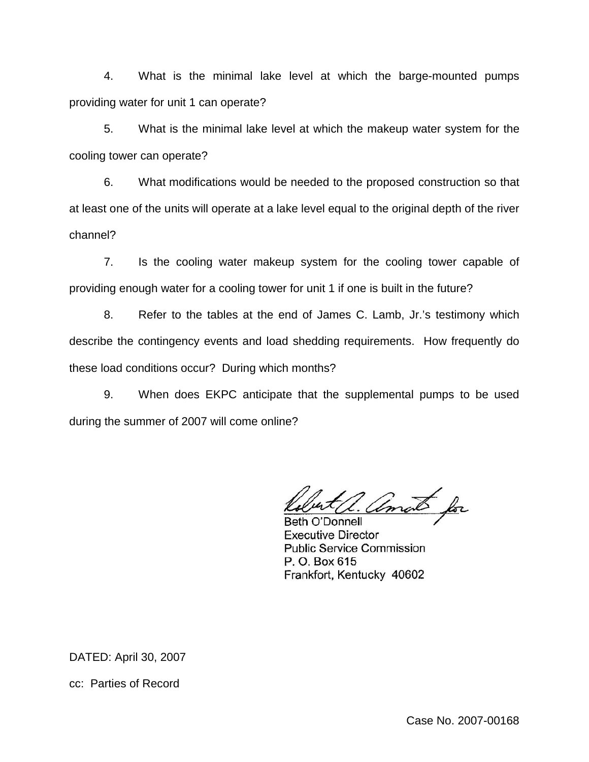4. What is the minimal lake level at which the barge-mounted pumps providing water for unit 1 can operate?

5. What is the minimal lake level at which the makeup water system for the cooling tower can operate?

6. What modifications would be needed to the proposed construction so that at least one of the units will operate at a lake level equal to the original depth of the river channel?

7. Is the cooling water makeup system for the cooling tower capable of providing enough water for a cooling tower for unit 1 if one is built in the future?

8. Refer to the tables at the end of James C. Lamb, Jr.'s testimony which describe the contingency events and load shedding requirements. How frequently do these load conditions occur? During which months?

9. When does EKPC anticipate that the supplemental pumps to be used during the summer of 2007 will come online?

Robert A. Amato for
Beth O'Donnell
Executive Director
Public Service Commission
P. O. Box 615
Frankfort, Kentucky 40602

DATED: April 30, 2007

cc: Parties of Record

Case No. 2007-00168